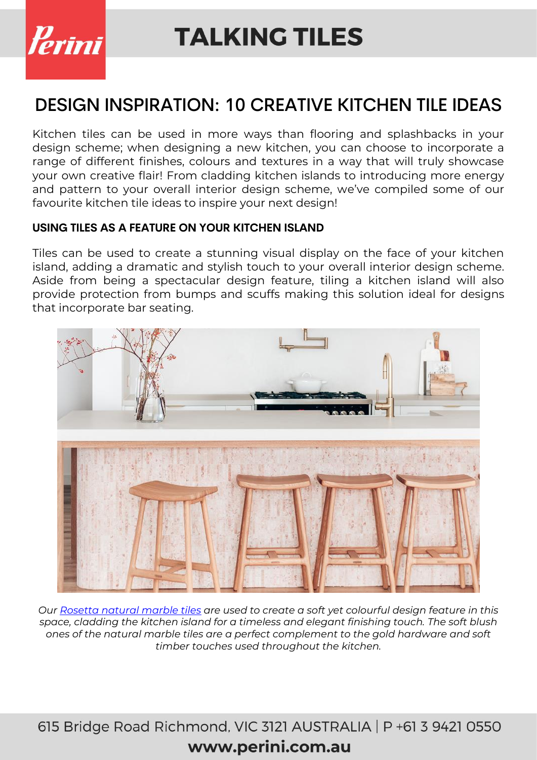# DESIGN INSPIRATION: 10 CREATIVE KITCHEN TILE IDEAS

Kitchen tiles can be used in more ways than flooring and splashbacks in your design scheme; when designing a new kitchen, you can choose to incorporate a range of different finishes, colours and textures in a way that will truly showcase your own creative flair! From cladding kitchen islands to introducing more energy and pattern to your overall interior design scheme, we've compiled some of our favourite kitchen tile ideas to inspire your next design!

### USING TILES AS A FEATURE ON YOUR KITCHEN ISLAND

Tiles can be used to create a stunning visual display on the face of your kitchen island, adding a dramatic and stylish touch to your overall interior design scheme. Aside from being a spectacular design feature, tiling a kitchen island will also provide protection from bumps and scuffs making this solution ideal for designs that incorporate bar seating.

*Our Rosetta natural marble tiles are used to create a soft yet colourful design feature in this space, cladding the kitchen island for a timeless and elegant finishing touch. The soft blush ones of the natural marble tiles are a perfect complement to the gold hardware and soft timber touches used throughout the kitchen.*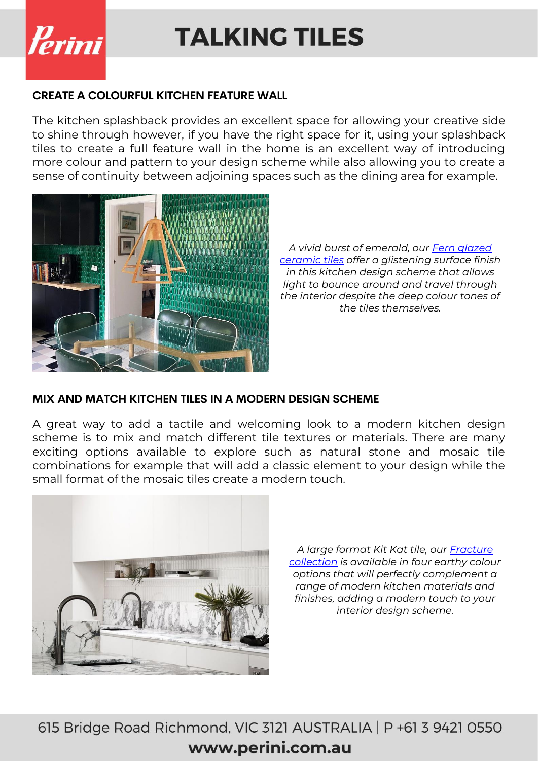## CREATE A COLOURFUL KITCHEN FEATURE WALL

The kitchen splashback provides an excellent space for allowing your creative side to shine through however, if you have the right space for it, using your splashback tiles to create a full feature wall in the home is an excellent way of introducing more colour and pattern to your design scheme while also allowing you to create a sense of continuity between adjoining spaces such as the dining area for example.

*A vivid burst of emerald, our Fern glazed ceramic tiles offer a glistening surface finish in this kitchen design scheme that allows light to bounce around and travel through the interior despite the deep colour tones of the tiles themselves.*

## MIX AND MATCH KITCHEN TILES IN A MODERN DESIGN SCHEME

A great way to add a tactile and welcoming look to a modern kitchen design scheme is to mix and match different tile textures or materials. There are many exciting options available to explore such as natural stone and mosaic tile combinations for example that will add a classic element to your design while the small format of the mosaic tiles create a modern touch.

*A large format Kit Kat tile, our Fracture collection is available in four earthy colour options that will perfectly complement a range of modern kitchen materials and finishes, adding a modern touch to your interior design scheme.*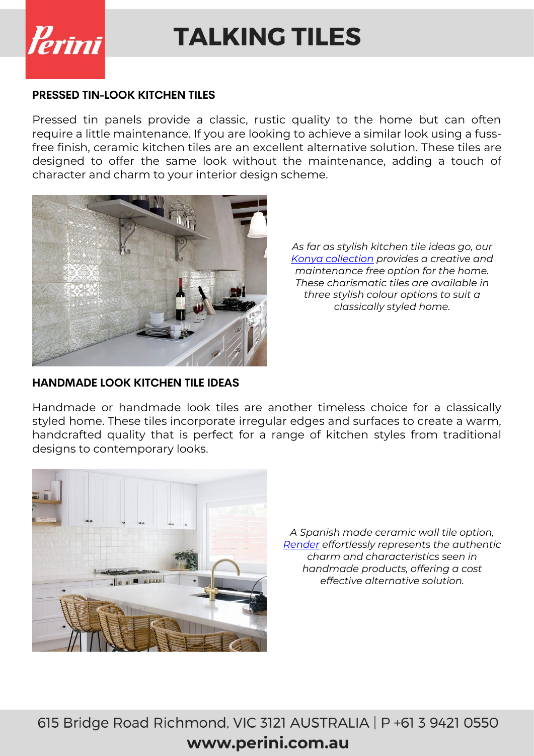## PRESSED TIN-LOOK KITCHEN TILES

Pressed tin panels provide a classic, rustic quality to the home but can often require a little maintenance. If you are looking to achieve a similar look using a fuss-free finish, ceramic kitchen tiles are an excellent alternative solution. These tiles are designed to offer the same look without the maintenance, adding a touch of character and charm to your interior design scheme.

*As far as stylish kitchen tile ideas go, our Konya collection provides a creative and maintenance free option for the home. These charismatic tiles are available in three stylish colour options to suit a classically styled home.*

## HANDMADE LOOK KITCHEN TILE IDEAS

Handmade or handmade look tiles are another timeless choice for a classically styled home. These tiles incorporate irregular edges and surfaces to create a warm, handcrafted quality that is perfect for a range of kitchen styles from traditional designs to contemporary looks.

*A Spanish made ceramic wall tile option, Render effortlessly represents the authentic charm and characteristics seen in handmade products, offering a cost effective alternative solution.*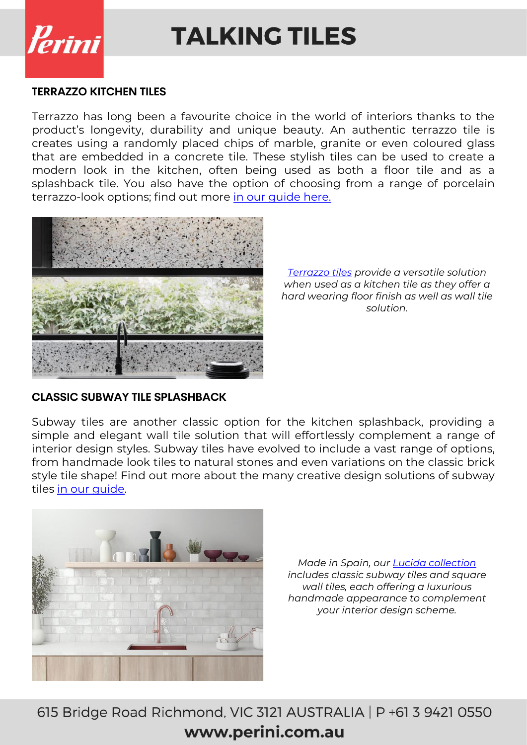## TERRAZZO KITCHEN TILES

Terrazzo has long been a favourite choice in the world of interiors thanks to the product's longevity, durability and unique beauty. An authentic terrazzo tile is creates using a randomly placed chips of marble, granite or even coloured glass that are embedded in a concrete tile. These stylish tiles can be used to create a modern look in the kitchen, often being used as both a floor tile and as a splashback tile. You also have the option of choosing from a range of porcelain terrazzo-look options; find out more [in our guide here.]

*[Terrazzo tiles] provide a versatile solution when used as a kitchen tile as they offer a hard wearing floor finish as well as wall tile solution.*

## CLASSIC SUBWAY TILE SPLASHBACK

Subway tiles are another classic option for the kitchen splashback, providing a simple and elegant wall tile solution that will effortlessly complement a range of interior design styles. Subway tiles have evolved to include a vast range of options, from handmade look tiles to natural stones and even variations on the classic brick style tile shape! Find out more about the many creative design solutions of subway tiles [in our guide].

*Made in Spain, our [Lucida collection] includes classic subway tiles and square wall tiles, each offering a luxurious handmade appearance to complement your interior design scheme.*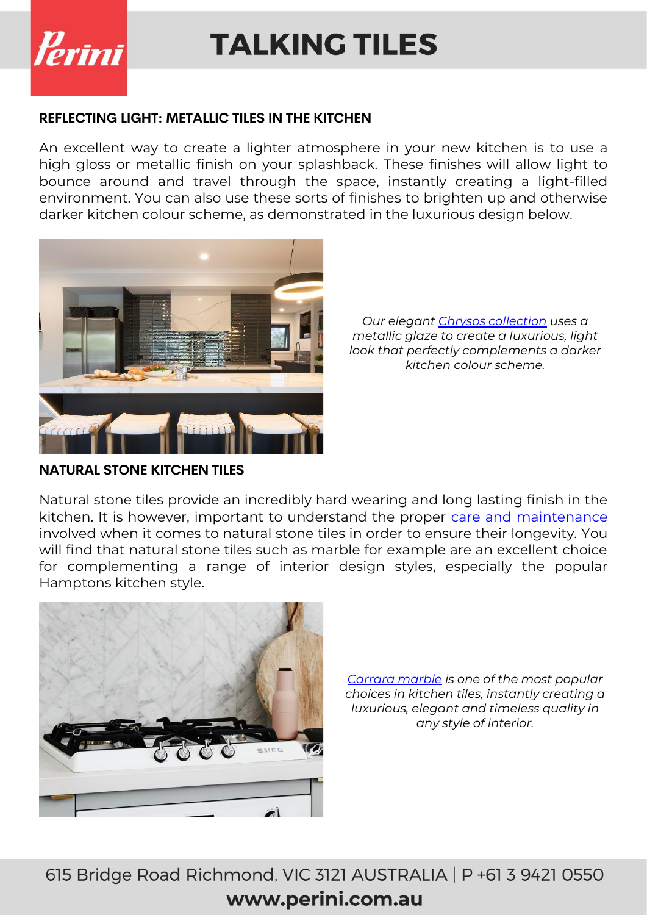## REFLECTING LIGHT: METALLIC TILES IN THE KITCHEN

An excellent way to create a lighter atmosphere in your new kitchen is to use a high gloss or metallic finish on your splashback. These finishes will allow light to bounce around and travel through the space, instantly creating a light-filled environment. You can also use these sorts of finishes to brighten up and otherwise darker kitchen colour scheme, as demonstrated in the luxurious design below.

*Our elegant Chrysos collection uses a metallic glaze to create a luxurious, light look that perfectly complements a darker kitchen colour scheme.*

## NATURAL STONE KITCHEN TILES

Natural stone tiles provide an incredibly hard wearing and long lasting finish in the kitchen. It is however, important to understand the proper care and maintenance involved when it comes to natural stone tiles in order to ensure their longevity. You will find that natural stone tiles such as marble for example are an excellent choice for complementing a range of interior design styles, especially the popular Hamptons kitchen style.

*Carrara marble is one of the most popular choices in kitchen tiles, instantly creating a luxurious, elegant and timeless quality in any style of interior.*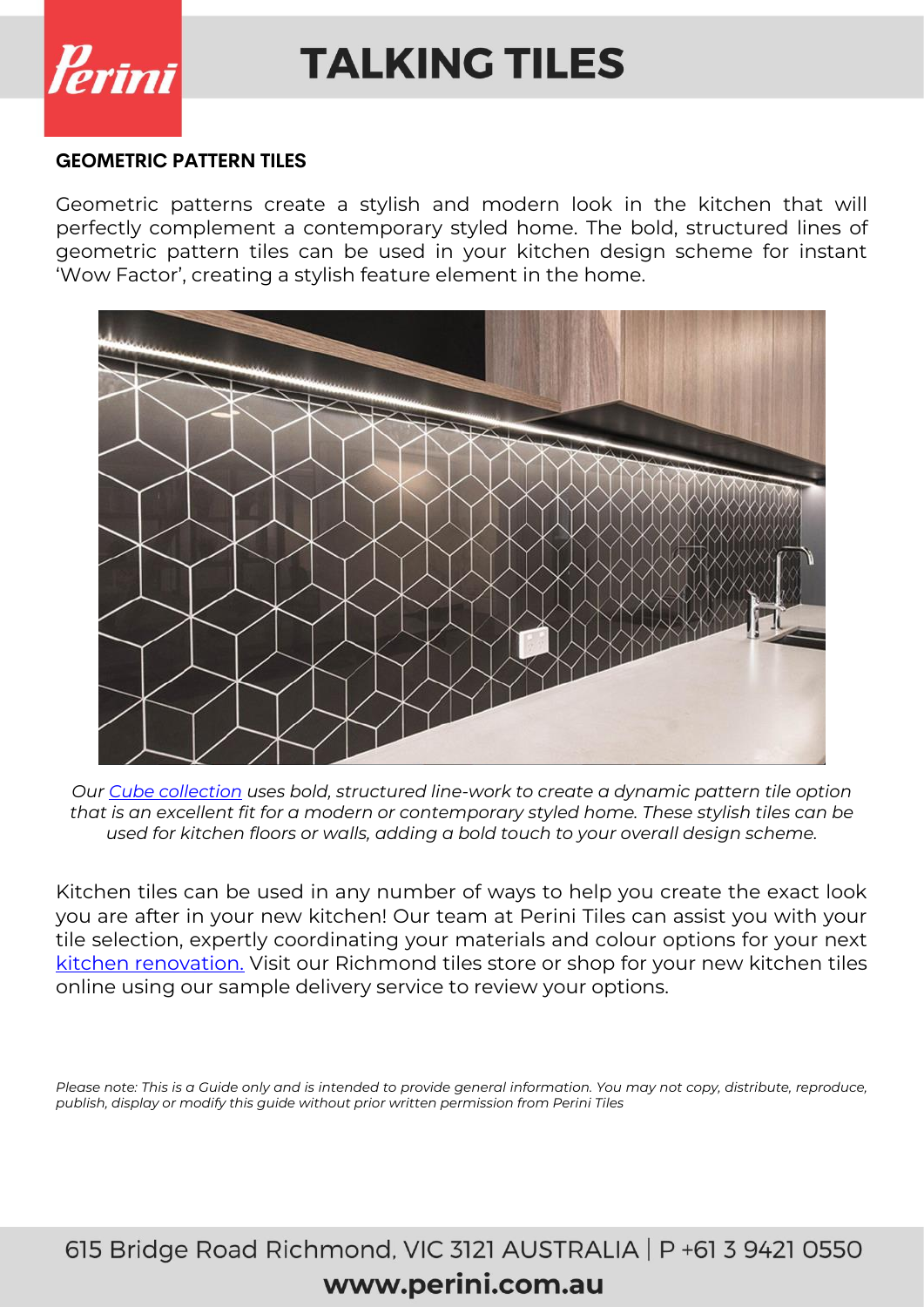## GEOMETRIC PATTERN TILES

Geometric patterns create a stylish and modern look in the kitchen that will perfectly complement a contemporary styled home. The bold, structured lines of geometric pattern tiles can be used in your kitchen design scheme for instant 'Wow Factor', creating a stylish feature element in the home.

*Our Cube collection uses bold, structured line-work to create a dynamic pattern tile option that is an excellent fit for a modern or contemporary styled home. These stylish tiles can be used for kitchen floors or walls, adding a bold touch to your overall design scheme.*

Kitchen tiles can be used in any number of ways to help you create the exact look you are after in your new kitchen! Our team at Perini Tiles can assist you with your tile selection, expertly coordinating your materials and colour options for your next kitchen renovation. Visit our Richmond tiles store or shop for your new kitchen tiles online using our sample delivery service to review your options.

*Please note: This is a Guide only and is intended to provide general information. You may not copy, distribute, reproduce, publish, display or modify this guide without prior written permission from Perini Tiles*